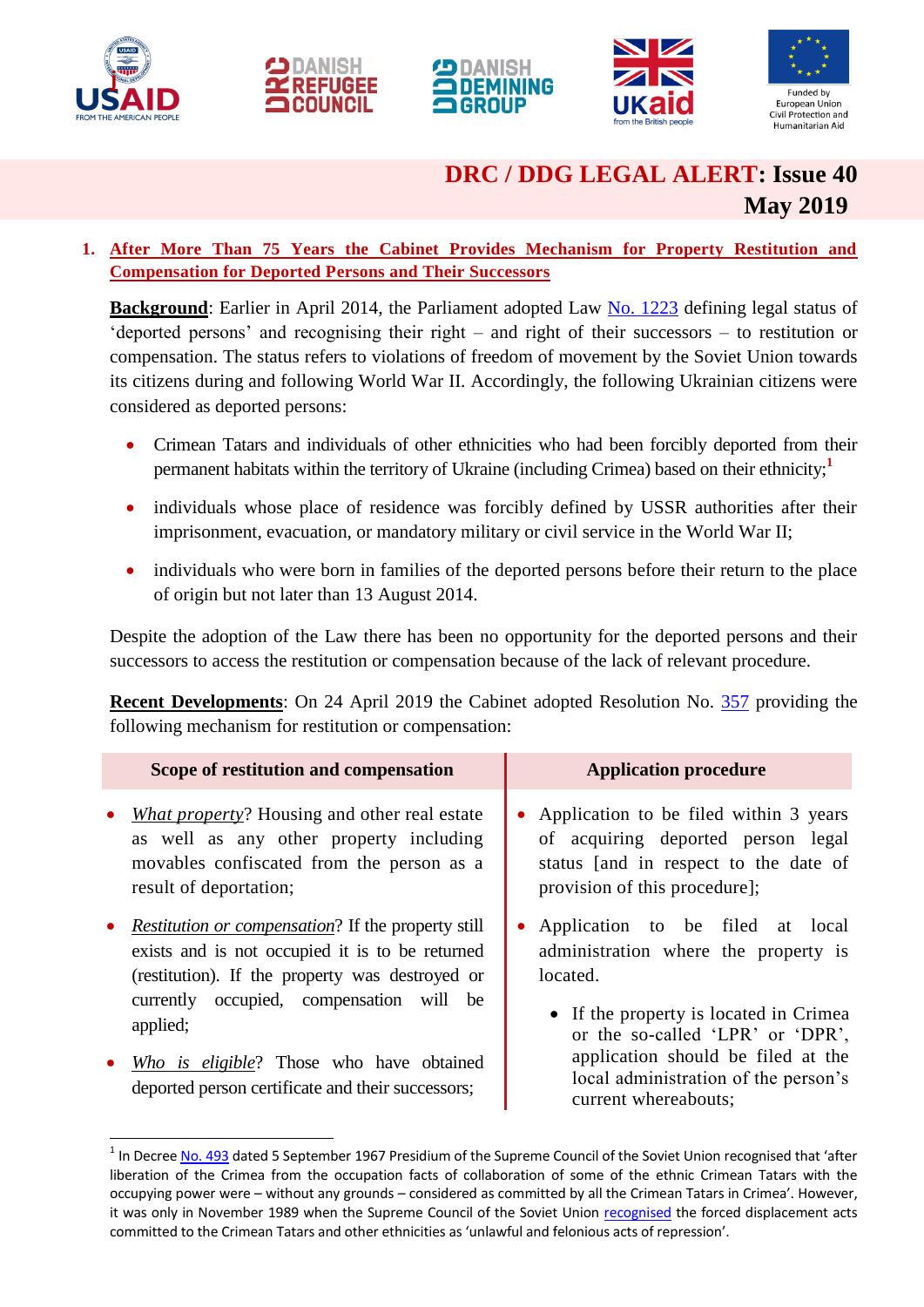# DRC / DDG LEGAL ALERT: Issue 40
## May 2019

### 1. After More Than 75 Years the Cabinet Provides Mechanism for Property Restitution and Compensation for Deported Persons and Their Successors

**Background**: Earlier in April 2014, the Parliament adopted Law No. 1223 defining legal status of 'deported persons' and recognising their right – and right of their successors – to restitution or compensation. The status refers to violations of freedom of movement by the Soviet Union towards its citizens during and following World War II. Accordingly, the following Ukrainian citizens were considered as deported persons:

- Crimean Tatars and individuals of other ethnicities who had been forcibly deported from their permanent habitats within the territory of Ukraine (including Crimea) based on their ethnicity;[1]
- individuals whose place of residence was forcibly defined by USSR authorities after their imprisonment, evacuation, or mandatory military or civil service in the World War II;
- individuals who were born in families of the deported persons before their return to the place of origin but not later than 13 August 2014.

Despite the adoption of the Law there has been no opportunity for the deported persons and their successors to access the restitution or compensation because of the lack of relevant procedure.

**Recent Developments**: On 24 April 2019 the Cabinet adopted Resolution No. 357 providing the following mechanism for restitution or compensation:

| Scope of restitution and compensation | Application procedure |
| --- | --- |
| • *What property*? Housing and other real estate as well as any other property including movables confiscated from the person as a result of deportation;<br>• *Restitution or compensation*? If the property still exists and is not occupied it is to be returned (restitution). If the property was destroyed or currently occupied, compensation will be applied;<br>• *Who is eligible*? Those who have obtained deported person certificate and their successors; | • Application to be filed within 3 years of acquiring deported person legal status [and in respect to the date of provision of this procedure];<br>• Application to be filed at local administration where the property is located.<br>  ◦ If the property is located in Crimea or the so-called 'LPR' or 'DPR', application should be filed at the local administration of the person's current whereabouts; |

[1] In Decree No. 493 dated 5 September 1967 Presidium of the Supreme Council of the Soviet Union recognised that 'after liberation of the Crimea from the occupation facts of collaboration of some of the ethnic Crimean Tatars with the occupying power were – without any grounds – considered as committed by all the Crimean Tatars in Crimea'. However, it was only in November 1989 when the Supreme Council of the Soviet Union recognised the forced displacement acts committed to the Crimean Tatars and other ethnicities as 'unlawful and felonious acts of repression'.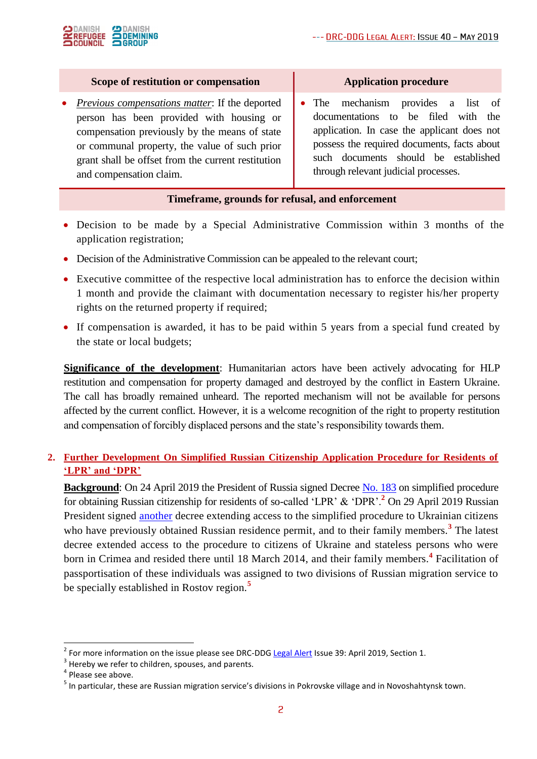| Scope of restitution or compensation | Application procedure |
|---|---|
| • *Previous compensations matter*: If the deported person has been provided with housing or compensation previously by the means of state or communal property, the value of such prior grant shall be offset from the current restitution and compensation claim. | • The mechanism provides a list of documentations to be filed with the application. In case the applicant does not possess the required documents, facts about such documents should be established through relevant judicial processes. |

**Timeframe, grounds for refusal, and enforcement**

- Decision to be made by a Special Administrative Commission within 3 months of the application registration;
- Decision of the Administrative Commission can be appealed to the relevant court;
- Executive committee of the respective local administration has to enforce the decision within 1 month and provide the claimant with documentation necessary to register his/her property rights on the returned property if required;
- If compensation is awarded, it has to be paid within 5 years from a special fund created by the state or local budgets;

**Significance of the development**: Humanitarian actors have been actively advocating for HLP restitution and compensation for property damaged and destroyed by the conflict in Eastern Ukraine. The call has broadly remained unheard. The reported mechanism will not be available for persons affected by the current conflict. However, it is a welcome recognition of the right to property restitution and compensation of forcibly displaced persons and the state's responsibility towards them.

## 2. Further Development On Simplified Russian Citizenship Application Procedure for Residents of 'LPR' and 'DPR'

**Background**: On 24 April 2019 the President of Russia signed Decree No. 183 on simplified procedure for obtaining Russian citizenship for residents of so-called 'LPR' & 'DPR'.[2] On 29 April 2019 Russian President signed another decree extending access to the simplified procedure to Ukrainian citizens who have previously obtained Russian residence permit, and to their family members.[3] The latest decree extended access to the procedure to citizens of Ukraine and stateless persons who were born in Crimea and resided there until 18 March 2014, and their family members.[4] Facilitation of passportisation of these individuals was assigned to two divisions of Russian migration service to be specially established in Rostov region.[5]

---

[2] For more information on the issue please see DRC-DDG Legal Alert Issue 39: April 2019, Section 1.

[3] Hereby we refer to children, spouses, and parents.

[4] Please see above.

[5] In particular, these are Russian migration service's divisions in Pokrovske village and in Novoshahtynsk town.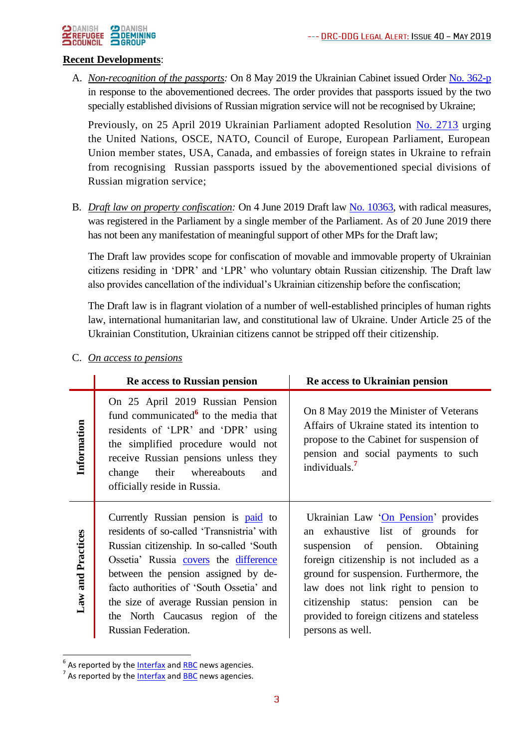**Recent Developments**:

A. *Non-recognition of the passports:* On 8 May 2019 the Ukrainian Cabinet issued Order No. 362-p in response to the abovementioned decrees. The order provides that passports issued by the two specially established divisions of Russian migration service will not be recognised by Ukraine;

   Previously, on 25 April 2019 Ukrainian Parliament adopted Resolution No. 2713 urging the United Nations, OSCE, NATO, Council of Europe, European Parliament, European Union member states, USA, Canada, and embassies of foreign states in Ukraine to refrain from recognising Russian passports issued by the abovementioned special divisions of Russian migration service;

B. *Draft law on property confiscation:* On 4 June 2019 Draft law No. 10363, with radical measures, was registered in the Parliament by a single member of the Parliament. As of 20 June 2019 there has not been any manifestation of meaningful support of other MPs for the Draft law;

   The Draft law provides scope for confiscation of movable and immovable property of Ukrainian citizens residing in 'DPR' and 'LPR' who voluntary obtain Russian citizenship. The Draft law also provides cancellation of the individual's Ukrainian citizenship before the confiscation;

   The Draft law is in flagrant violation of a number of well-established principles of human rights law, international humanitarian law, and constitutional law of Ukraine. Under Article 25 of the Ukrainian Constitution, Ukrainian citizens cannot be stripped off their citizenship.

C. *On access to pensions*

| | **Re access to Russian pension** | **Re access to Ukrainian pension** |
|---|---|---|
| **Information** | On 25 April 2019 Russian Pension fund communicated[6] to the media that residents of 'LPR' and 'DPR' using the simplified procedure would not receive Russian pensions unless they change their whereabouts and officially reside in Russia. | On 8 May 2019 the Minister of Veterans Affairs of Ukraine stated its intention to propose to the Cabinet for suspension of pension and social payments to such individuals.[7] |
| **Law and Practices** | Currently Russian pension is paid to residents of so-called 'Transnistria' with Russian citizenship. In so-called 'South Ossetia' Russia covers the difference between the pension assigned by de-facto authorities of 'South Ossetia' and the size of average Russian pension in the North Caucasus region of the Russian Federation. | Ukrainian Law 'On Pension' provides an exhaustive list of grounds for suspension of pension. Obtaining foreign citizenship is not included as a ground for suspension. Furthermore, the law does not link right to pension to citizenship status: pension can be provided to foreign citizens and stateless persons as well. |

[6] As reported by the Interfax and RBC news agencies.

[7] As reported by the Interfax and BBC news agencies.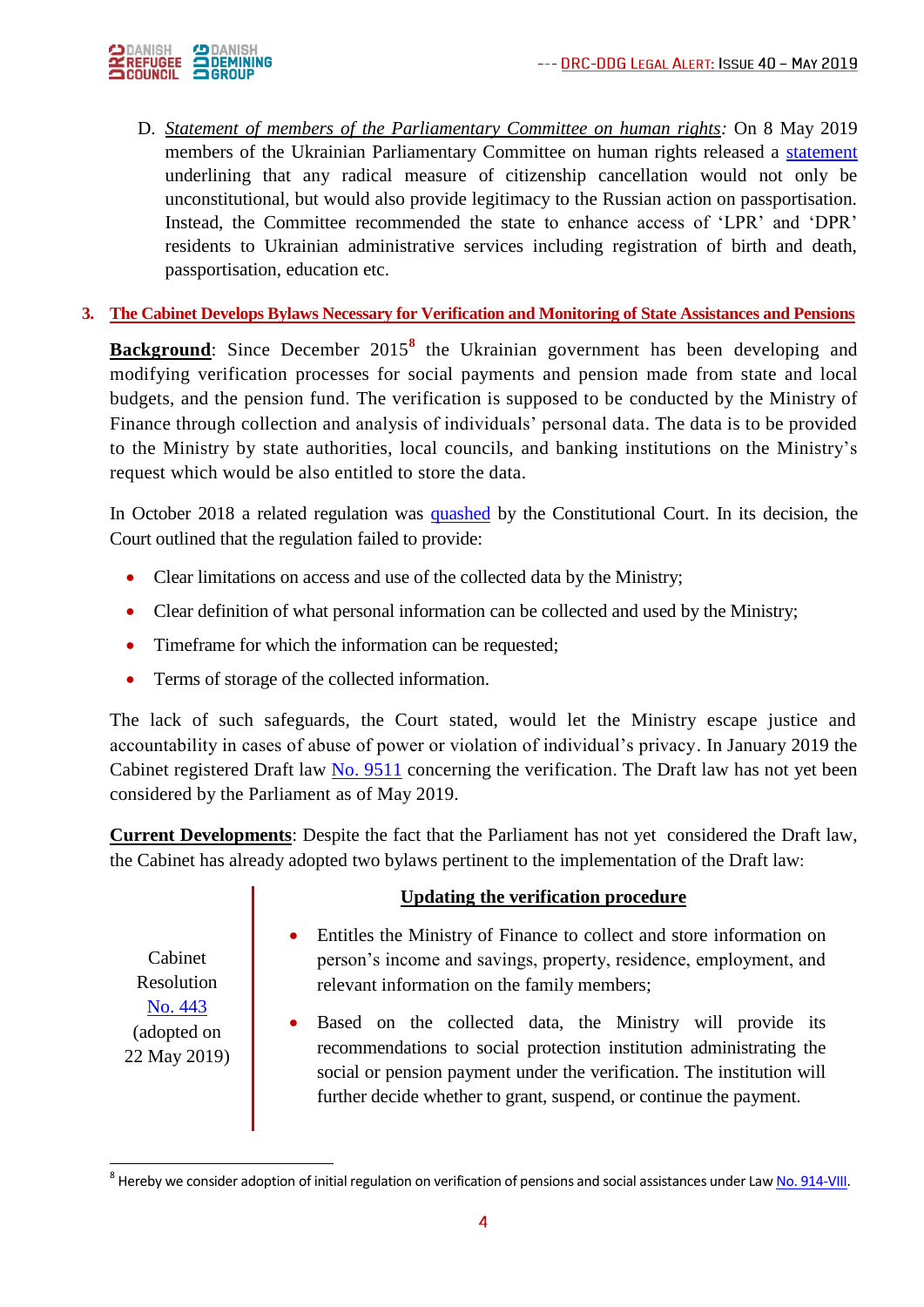D. *Statement of members of the Parliamentary Committee on human rights*: On 8 May 2019 members of the Ukrainian Parliamentary Committee on human rights released a statement underlining that any radical measure of citizenship cancellation would not only be unconstitutional, but would also provide legitimacy to the Russian action on passportisation. Instead, the Committee recommended the state to enhance access of 'LPR' and 'DPR' residents to Ukrainian administrative services including registration of birth and death, passportisation, education etc.

### 3. The Cabinet Develops Bylaws Necessary for Verification and Monitoring of State Assistances and Pensions

**Background**: Since December 2015[8] the Ukrainian government has been developing and modifying verification processes for social payments and pension made from state and local budgets, and the pension fund. The verification is supposed to be conducted by the Ministry of Finance through collection and analysis of individuals' personal data. The data is to be provided to the Ministry by state authorities, local councils, and banking institutions on the Ministry's request which would be also entitled to store the data.

In October 2018 a related regulation was quashed by the Constitutional Court. In its decision, the Court outlined that the regulation failed to provide:

- Clear limitations on access and use of the collected data by the Ministry;
- Clear definition of what personal information can be collected and used by the Ministry;
- Timeframe for which the information can be requested;
- Terms of storage of the collected information.

The lack of such safeguards, the Court stated, would let the Ministry escape justice and accountability in cases of abuse of power or violation of individual's privacy. In January 2019 the Cabinet registered Draft law No. 9511 concerning the verification. The Draft law has not yet been considered by the Parliament as of May 2019.

**Current Developments**: Despite the fact that the Parliament has not yet considered the Draft law, the Cabinet has already adopted two bylaws pertinent to the implementation of the Draft law:

| | **Updating the verification procedure** |
|---|---|
| Cabinet Resolution No. 443 (adopted on 22 May 2019) | • Entitles the Ministry of Finance to collect and store information on person's income and savings, property, residence, employment, and relevant information on the family members;<br>• Based on the collected data, the Ministry will provide its recommendations to social protection institution administrating the social or pension payment under the verification. The institution will further decide whether to grant, suspend, or continue the payment. |

[8] Hereby we consider adoption of initial regulation on verification of pensions and social assistances under Law No. 914-VIII.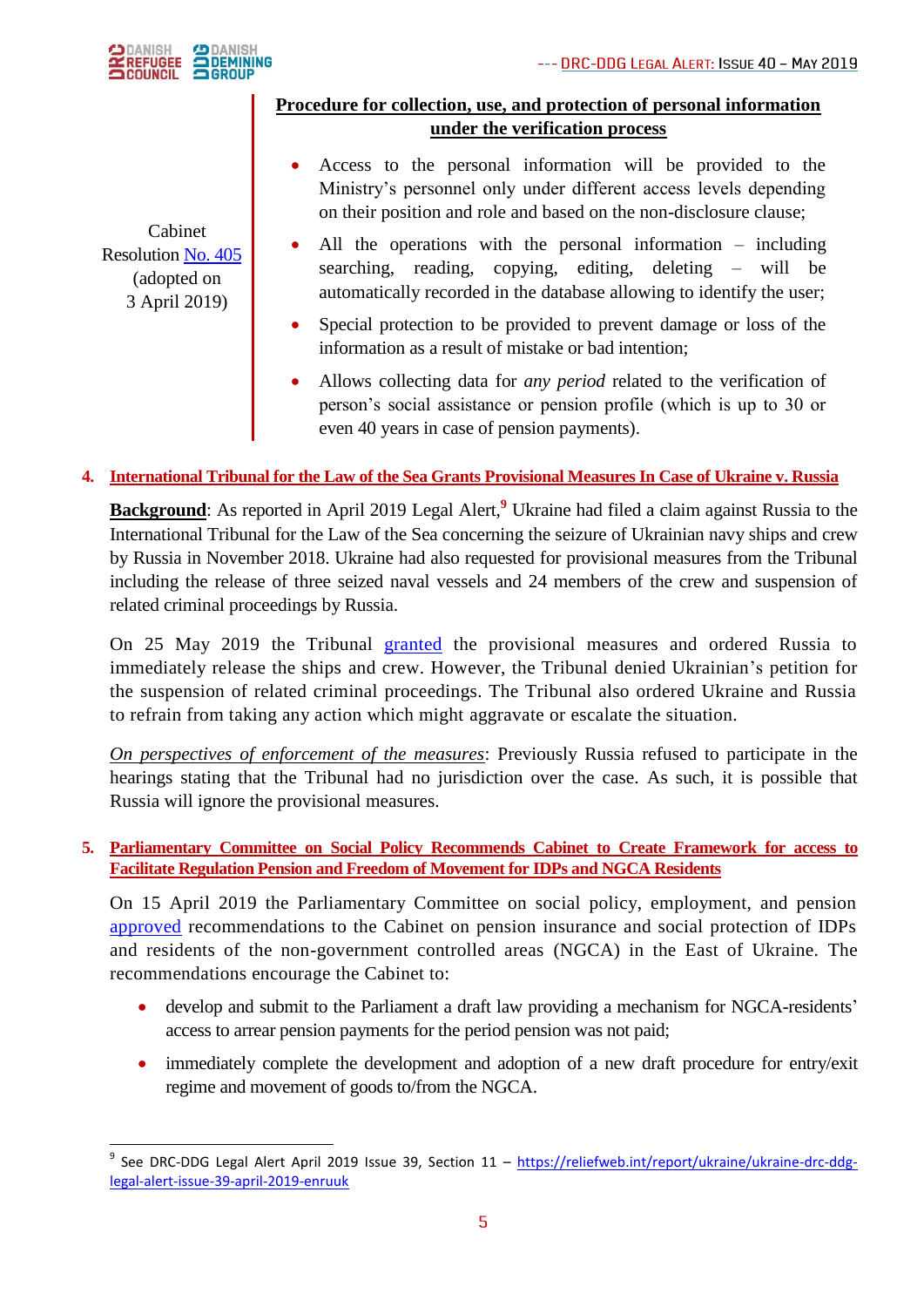| Cabinet Resolution No. 405 (adopted on 3 April 2019) | **Procedure for collection, use, and protection of personal information under the verification process**<br>• Access to the personal information will be provided to the Ministry's personnel only under different access levels depending on their position and role and based on the non-disclosure clause;<br>• All the operations with the personal information – including searching, reading, copying, editing, deleting – will be automatically recorded in the database allowing to identify the user;<br>• Special protection to be provided to prevent damage or loss of the information as a result of mistake or bad intention;<br>• Allows collecting data for *any period* related to the verification of person's social assistance or pension profile (which is up to 30 or even 40 years in case of pension payments). |
|---|---|

## 4. International Tribunal for the Law of the Sea Grants Provisional Measures In Case of Ukraine v. Russia

**Background**: As reported in April 2019 Legal Alert,[9] Ukraine had filed a claim against Russia to the International Tribunal for the Law of the Sea concerning the seizure of Ukrainian navy ships and crew by Russia in November 2018. Ukraine had also requested for provisional measures from the Tribunal including the release of three seized naval vessels and 24 members of the crew and suspension of related criminal proceedings by Russia.

On 25 May 2019 the Tribunal granted the provisional measures and ordered Russia to immediately release the ships and crew. However, the Tribunal denied Ukrainian's petition for the suspension of related criminal proceedings. The Tribunal also ordered Ukraine and Russia to refrain from taking any action which might aggravate or escalate the situation.

*On perspectives of enforcement of the measures*: Previously Russia refused to participate in the hearings stating that the Tribunal had no jurisdiction over the case. As such, it is possible that Russia will ignore the provisional measures.

## 5. Parliamentary Committee on Social Policy Recommends Cabinet to Create Framework for access to Facilitate Regulation Pension and Freedom of Movement for IDPs and NGCA Residents

On 15 April 2019 the Parliamentary Committee on social policy, employment, and pension approved recommendations to the Cabinet on pension insurance and social protection of IDPs and residents of the non-government controlled areas (NGCA) in the East of Ukraine. The recommendations encourage the Cabinet to:

- develop and submit to the Parliament a draft law providing a mechanism for NGCA-residents' access to arrear pension payments for the period pension was not paid;
- immediately complete the development and adoption of a new draft procedure for entry/exit regime and movement of goods to/from the NGCA.

---

[9] See DRC-DDG Legal Alert April 2019 Issue 39, Section 11 – https://reliefweb.int/report/ukraine/ukraine-drc-ddg-legal-alert-issue-39-april-2019-enruuk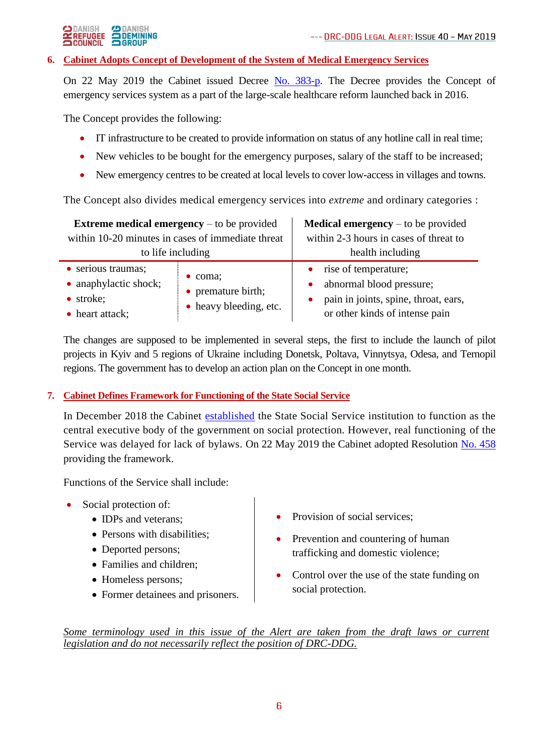## 6. Cabinet Adopts Concept of Development of the System of Medical Emergency Services

On 22 May 2019 the Cabinet issued Decree No. 383-p. The Decree provides the Concept of emergency services system as a part of the large-scale healthcare reform launched back in 2016.

The Concept provides the following:

- IT infrastructure to be created to provide information on status of any hotline call in real time;
- New vehicles to be bought for the emergency purposes, salary of the staff to be increased;
- New emergency centres to be created at local levels to cover low-access in villages and towns.

The Concept also divides medical emergency services into *extreme* and ordinary categories :

| **Extreme medical emergency** – to be provided within 10-20 minutes in cases of immediate threat to life including | | **Medical emergency** – to be provided within 2-3 hours in cases of threat to health including |
|---|---|---|
| • serious traumas;<br>• anaphylactic shock;<br>• stroke;<br>• heart attack; | • coma;<br>• premature birth;<br>• heavy bleeding, etc. | • rise of temperature;<br>• abnormal blood pressure;<br>• pain in joints, spine, throat, ears, or other kinds of intense pain |

The changes are supposed to be implemented in several steps, the first to include the launch of pilot projects in Kyiv and 5 regions of Ukraine including Donetsk, Poltava, Vinnytsya, Odesa, and Ternopil regions. The government has to develop an action plan on the Concept in one month.

## 7. Cabinet Defines Framework for Functioning of the State Social Service

In December 2018 the Cabinet established the State Social Service institution to function as the central executive body of the government on social protection. However, real functioning of the Service was delayed for lack of bylaws. On 22 May 2019 the Cabinet adopted Resolution No. 458 providing the framework.

Functions of the Service shall include:

- Social protection of:
  - IDPs and veterans;
  - Persons with disabilities;
  - Deported persons;
  - Families and children;
  - Homeless persons;
  - Former detainees and prisoners.
- Provision of social services;
- Prevention and countering of human trafficking and domestic violence;
- Control over the use of the state funding on social protection.

*Some terminology used in this issue of the Alert are taken from the draft laws or current legislation and do not necessarily reflect the position of DRC-DDG.*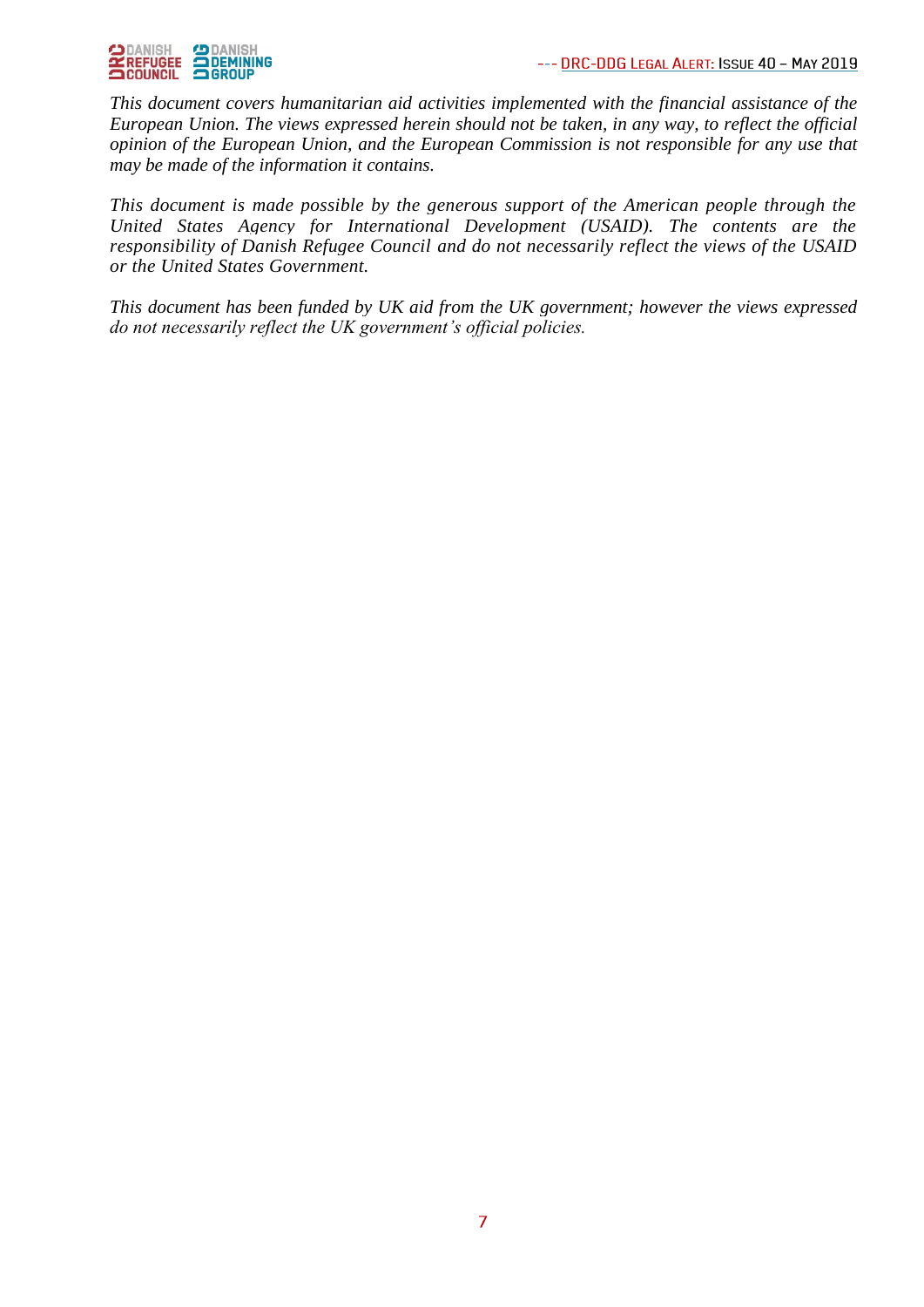*This document covers humanitarian aid activities implemented with the financial assistance of the European Union. The views expressed herein should not be taken, in any way, to reflect the official opinion of the European Union, and the European Commission is not responsible for any use that may be made of the information it contains.*

*This document is made possible by the generous support of the American people through the United States Agency for International Development (USAID). The contents are the responsibility of Danish Refugee Council and do not necessarily reflect the views of the USAID or the United States Government.*

*This document has been funded by UK aid from the UK government; however the views expressed do not necessarily reflect the UK government's official policies.*